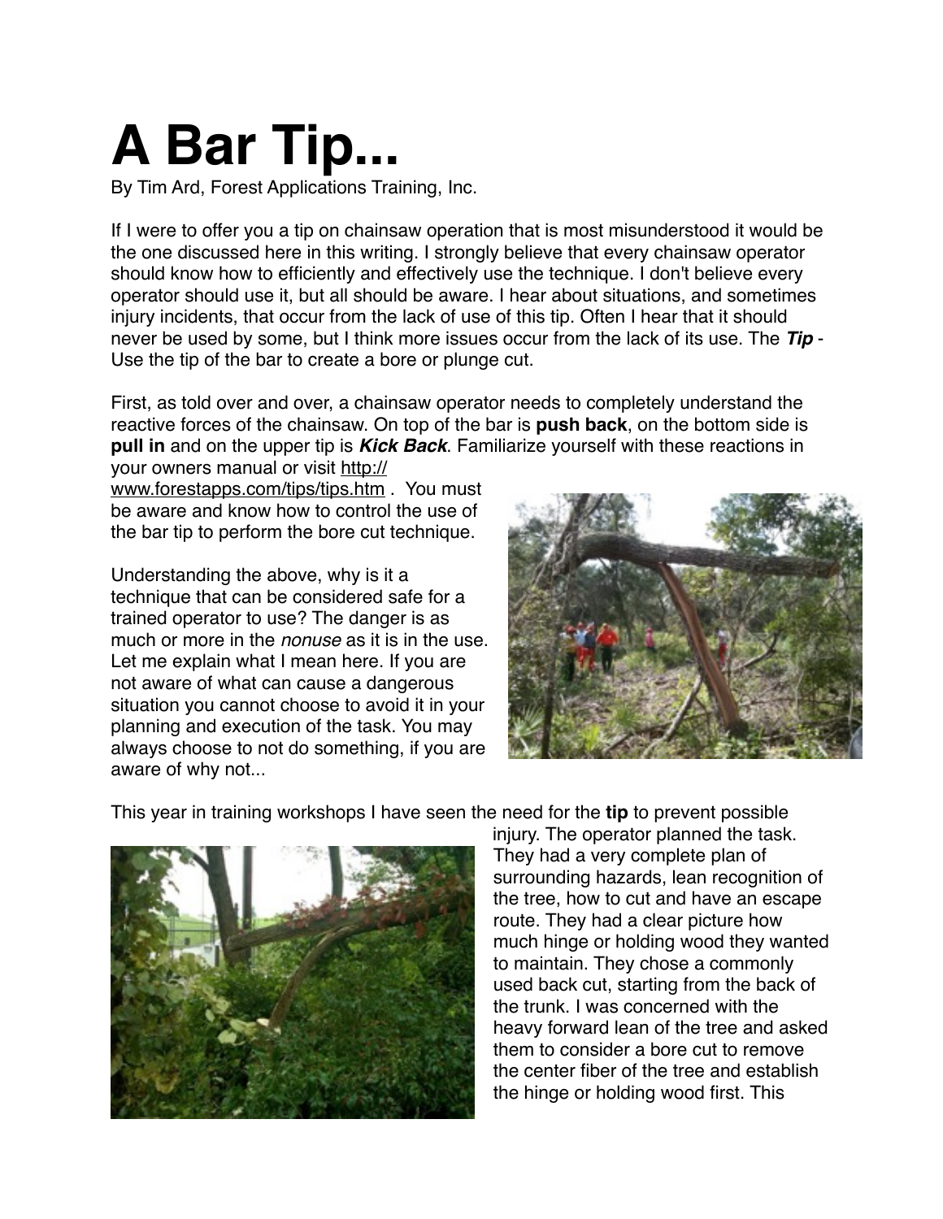# A Bar Tip...

By Tim Ard, Forest Applications Training, Inc.

If I were to offer you a tip on chainsaw operation that is most misunderstood it would be the one discussed here in this writing. I strongly believe that every chainsaw operator should know how to efficiently and effectively use the technique. I don't believe every operator should use it, but all should be aware. I hear about situations, and sometimes injury incidents, that occur from the lack of use of this tip. Often I hear that it should never be used by some, but I think more issues occur from the lack of its use. The ***Tip*** - Use the tip of the bar to create a bore or plunge cut.

First, as told over and over, a chainsaw operator needs to completely understand the reactive forces of the chainsaw. On top of the bar is **push back**, on the bottom side is **pull in** and on the upper tip is ***Kick Back***. Familiarize yourself with these reactions in your owners manual or visit http://www.forestapps.com/tips/tips.htm . You must be aware and know how to control the use of the bar tip to perform the bore cut technique.

Understanding the above, why is it a technique that can be considered safe for a trained operator to use? The danger is as much or more in the *nonuse* as it is in the use. Let me explain what I mean here. If you are not aware of what can cause a dangerous situation you cannot choose to avoid it in your planning and execution of the task. You may always choose to not do something, if you are aware of why not...

This year in training workshops I have seen the need for the **tip** to prevent possible injury. The operator planned the task. They had a very complete plan of surrounding hazards, lean recognition of the tree, how to cut and have an escape route. They had a clear picture how much hinge or holding wood they wanted to maintain. They chose a commonly used back cut, starting from the back of the trunk. I was concerned with the heavy forward lean of the tree and asked them to consider a bore cut to remove the center fiber of the tree and establish the hinge or holding wood first. This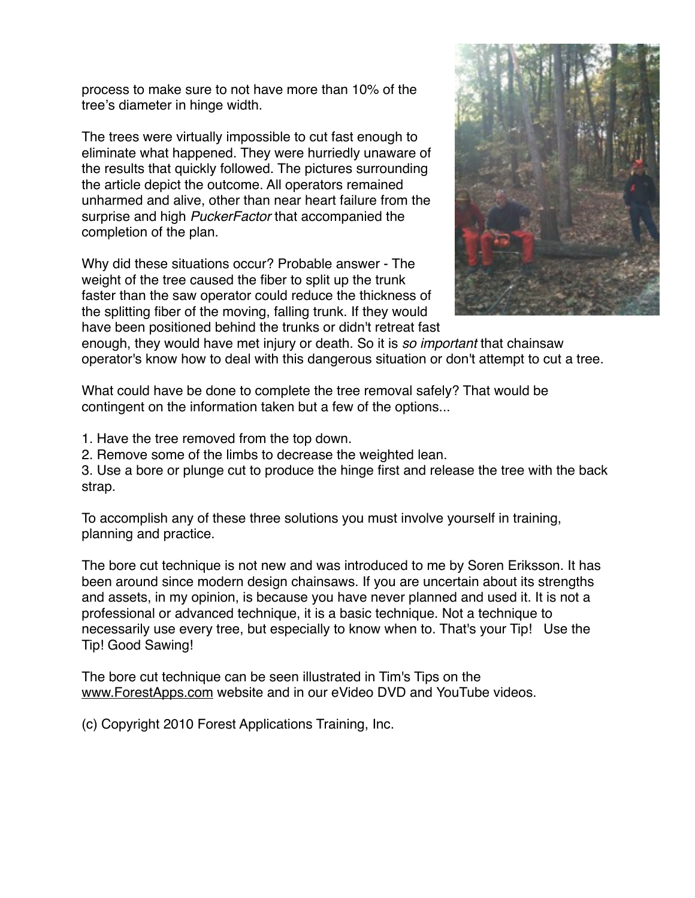process to make sure to not have more than 10% of the tree's diameter in hinge width.

The trees were virtually impossible to cut fast enough to eliminate what happened. They were hurriedly unaware of the results that quickly followed. The pictures surrounding the article depict the outcome. All operators remained unharmed and alive, other than near heart failure from the surprise and high *PuckerFactor* that accompanied the completion of the plan.

Why did these situations occur? Probable answer - The weight of the tree caused the fiber to split up the trunk faster than the saw operator could reduce the thickness of the splitting fiber of the moving, falling trunk. If they would have been positioned behind the trunks or didn't retreat fast enough, they would have met injury or death. So it is *so important* that chainsaw operator's know how to deal with this dangerous situation or don't attempt to cut a tree.

What could have be done to complete the tree removal safely? That would be contingent on the information taken but a few of the options...

1. Have the tree removed from the top down.
2. Remove some of the limbs to decrease the weighted lean.
3. Use a bore or plunge cut to produce the hinge first and release the tree with the back strap.

To accomplish any of these three solutions you must involve yourself in training, planning and practice.

The bore cut technique is not new and was introduced to me by Soren Eriksson. It has been around since modern design chainsaws. If you are uncertain about its strengths and assets, in my opinion, is because you have never planned and used it. It is not a professional or advanced technique, it is a basic technique. Not a technique to necessarily use every tree, but especially to know when to. That's your Tip! Use the Tip! Good Sawing!

The bore cut technique can be seen illustrated in Tim's Tips on the www.ForestApps.com website and in our eVideo DVD and YouTube videos.

(c) Copyright 2010 Forest Applications Training, Inc.